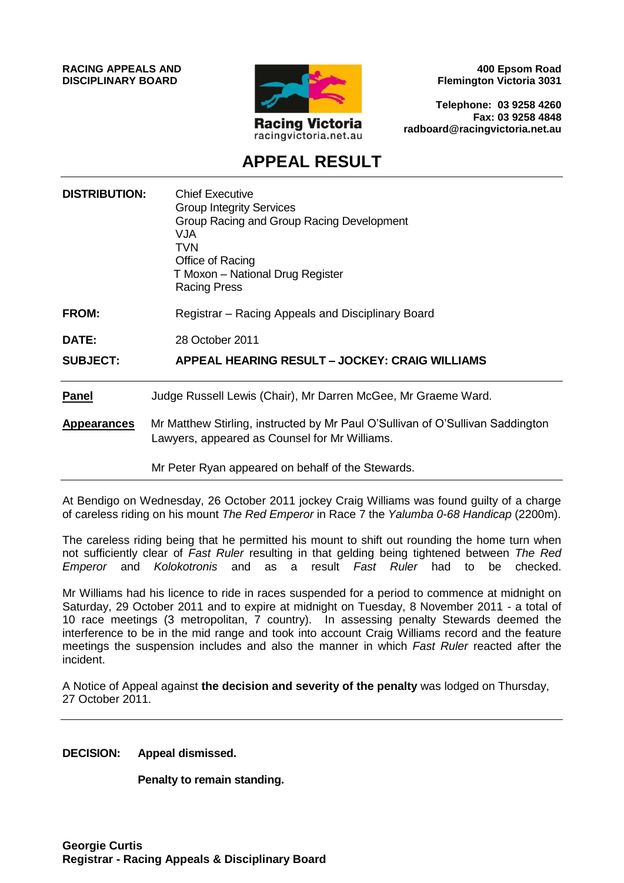**RACING APPEALS AND DISCIPLINARY BOARD**

Racing Victoria
racingvictoria.net.au

**400 Epsom Road**
**Flemington Victoria 3031**

**Telephone: 03 9258 4260**
**Fax: 03 9258 4848**
**radboard@racingvictoria.net.au**

# APPEAL RESULT

| | |
|---|---|
| **DISTRIBUTION:** | Chief Executive<br>Group Integrity Services<br>Group Racing and Group Racing Development<br>VJA<br>TVN<br>Office of Racing<br>T Moxon – National Drug Register<br>Racing Press |
| **FROM:** | Registrar – Racing Appeals and Disciplinary Board |
| **DATE:** | 28 October 2011 |
| **SUBJECT:** | **APPEAL HEARING RESULT – JOCKEY: CRAIG WILLIAMS** |

| | |
|---|---|
| **Panel** | Judge Russell Lewis (Chair), Mr Darren McGee, Mr Graeme Ward. |
| **Appearances** | Mr Matthew Stirling, instructed by Mr Paul O'Sullivan of O'Sullivan Saddington Lawyers, appeared as Counsel for Mr Williams.<br><br>Mr Peter Ryan appeared on behalf of the Stewards. |

At Bendigo on Wednesday, 26 October 2011 jockey Craig Williams was found guilty of a charge of careless riding on his mount *The Red Emperor* in Race 7 the *Yalumba 0-68 Handicap* (2200m).

The careless riding being that he permitted his mount to shift out rounding the home turn when not sufficiently clear of *Fast Ruler* resulting in that gelding being tightened between *The Red Emperor* and *Kolokotronis* and as a result *Fast Ruler* had to be checked.

Mr Williams had his licence to ride in races suspended for a period to commence at midnight on Saturday, 29 October 2011 and to expire at midnight on Tuesday, 8 November 2011 - a total of 10 race meetings (3 metropolitan, 7 country). In assessing penalty Stewards deemed the interference to be in the mid range and took into account Craig Williams record and the feature meetings the suspension includes and also the manner in which *Fast Ruler* reacted after the incident.

A Notice of Appeal against **the decision and severity of the penalty** was lodged on Thursday, 27 October 2011.

**DECISION:** **Appeal dismissed.**

**Penalty to remain standing.**

**Georgie Curtis**
**Registrar - Racing Appeals & Disciplinary Board**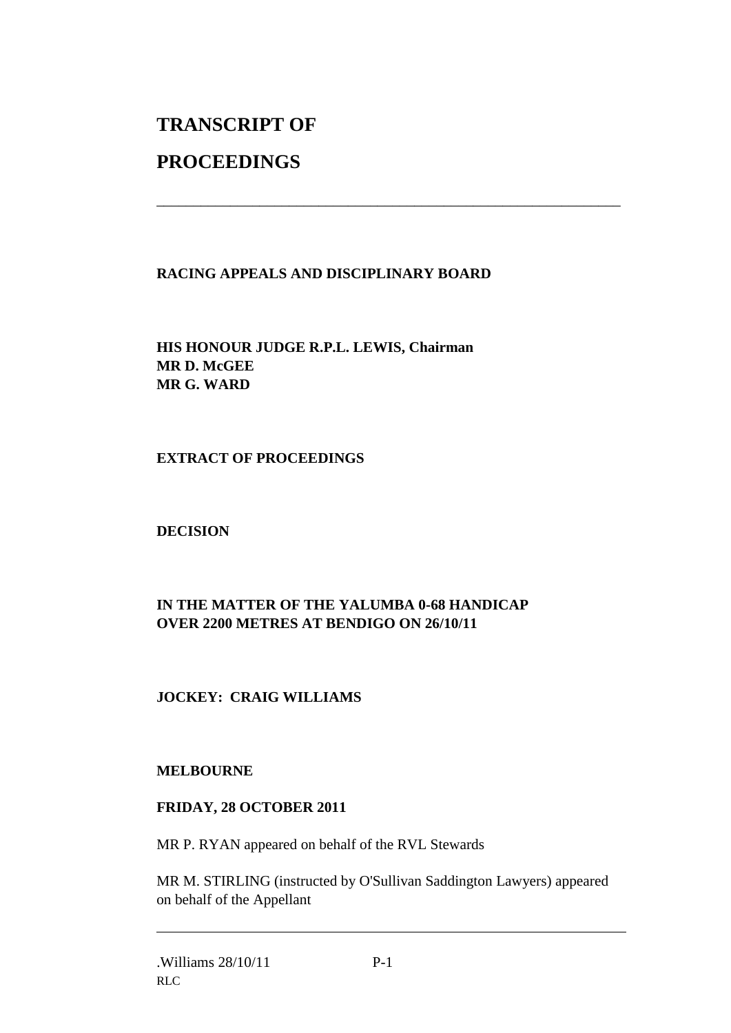# TRANSCRIPT OF

# PROCEEDINGS

---

**RACING APPEALS AND DISCIPLINARY BOARD**

**HIS HONOUR JUDGE R.P.L. LEWIS, Chairman**
**MR D. McGEE**
**MR G. WARD**

**EXTRACT OF PROCEEDINGS**

**DECISION**

**IN THE MATTER OF THE YALUMBA 0-68 HANDICAP OVER 2200 METRES AT BENDIGO ON 26/10/11**

**JOCKEY: CRAIG WILLIAMS**

**MELBOURNE**

**FRIDAY, 28 OCTOBER 2011**

MR P. RYAN appeared on behalf of the RVL Stewards

MR M. STIRLING (instructed by O'Sullivan Saddington Lawyers) appeared on behalf of the Appellant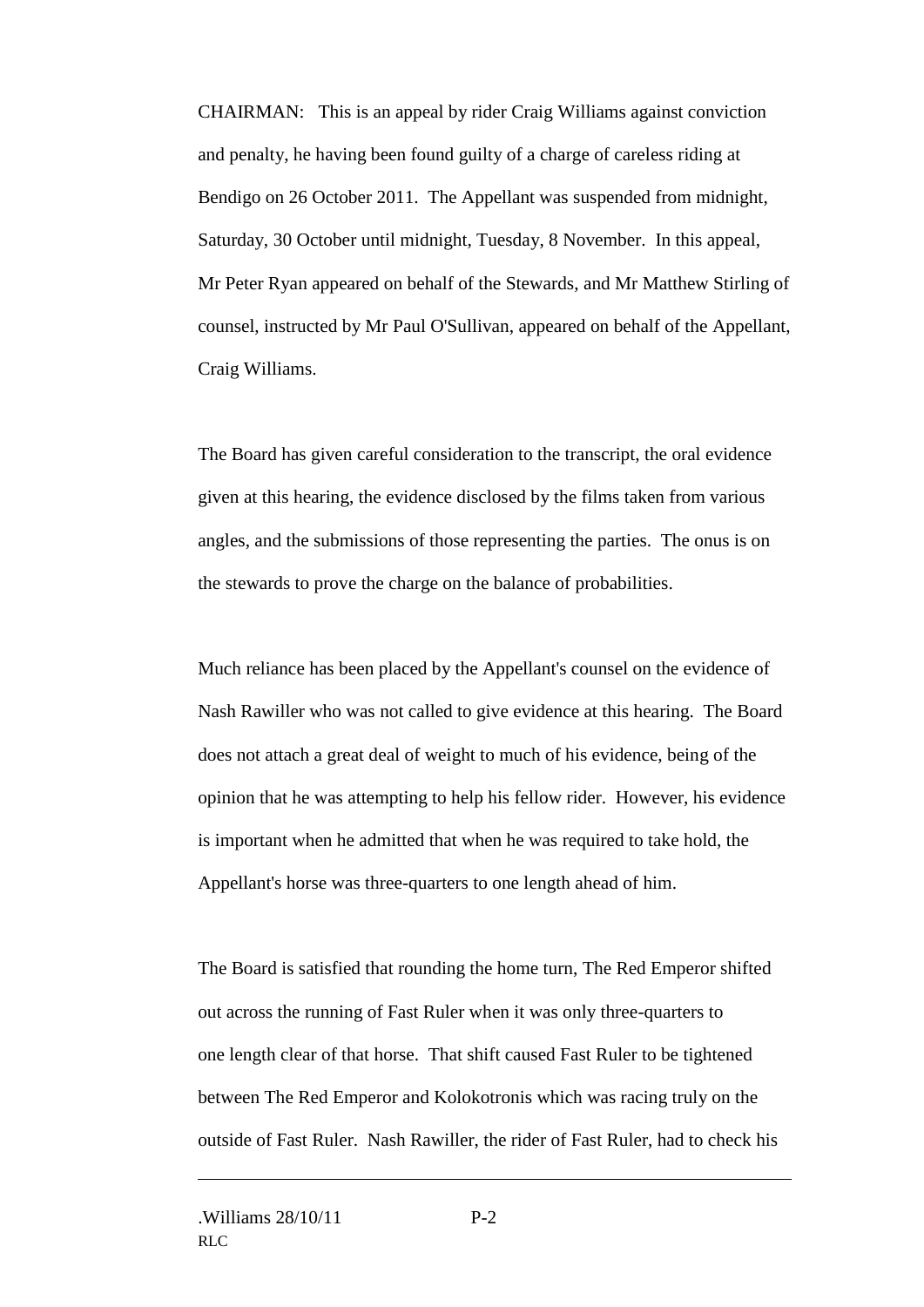CHAIRMAN: This is an appeal by rider Craig Williams against conviction and penalty, he having been found guilty of a charge of careless riding at Bendigo on 26 October 2011. The Appellant was suspended from midnight, Saturday, 30 October until midnight, Tuesday, 8 November. In this appeal, Mr Peter Ryan appeared on behalf of the Stewards, and Mr Matthew Stirling of counsel, instructed by Mr Paul O'Sullivan, appeared on behalf of the Appellant, Craig Williams.

The Board has given careful consideration to the transcript, the oral evidence given at this hearing, the evidence disclosed by the films taken from various angles, and the submissions of those representing the parties. The onus is on the stewards to prove the charge on the balance of probabilities.

Much reliance has been placed by the Appellant's counsel on the evidence of Nash Rawiller who was not called to give evidence at this hearing. The Board does not attach a great deal of weight to much of his evidence, being of the opinion that he was attempting to help his fellow rider. However, his evidence is important when he admitted that when he was required to take hold, the Appellant's horse was three-quarters to one length ahead of him.

The Board is satisfied that rounding the home turn, The Red Emperor shifted out across the running of Fast Ruler when it was only three-quarters to one length clear of that horse. That shift caused Fast Ruler to be tightened between The Red Emperor and Kolokotronis which was racing truly on the outside of Fast Ruler. Nash Rawiller, the rider of Fast Ruler, had to check his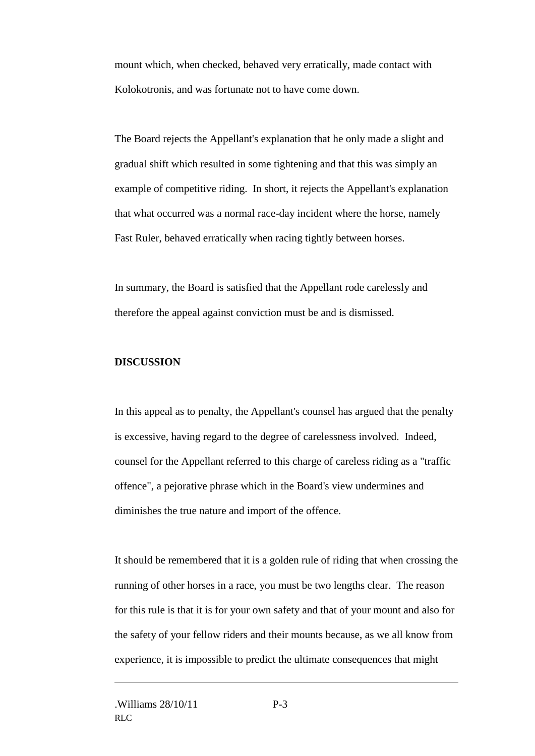mount which, when checked, behaved very erratically, made contact with Kolokotronis, and was fortunate not to have come down.

The Board rejects the Appellant's explanation that he only made a slight and gradual shift which resulted in some tightening and that this was simply an example of competitive riding. In short, it rejects the Appellant's explanation that what occurred was a normal race-day incident where the horse, namely Fast Ruler, behaved erratically when racing tightly between horses.

In summary, the Board is satisfied that the Appellant rode carelessly and therefore the appeal against conviction must be and is dismissed.

**DISCUSSION**

In this appeal as to penalty, the Appellant's counsel has argued that the penalty is excessive, having regard to the degree of carelessness involved. Indeed, counsel for the Appellant referred to this charge of careless riding as a "traffic offence", a pejorative phrase which in the Board's view undermines and diminishes the true nature and import of the offence.

It should be remembered that it is a golden rule of riding that when crossing the running of other horses in a race, you must be two lengths clear. The reason for this rule is that it is for your own safety and that of your mount and also for the safety of your fellow riders and their mounts because, as we all know from experience, it is impossible to predict the ultimate consequences that might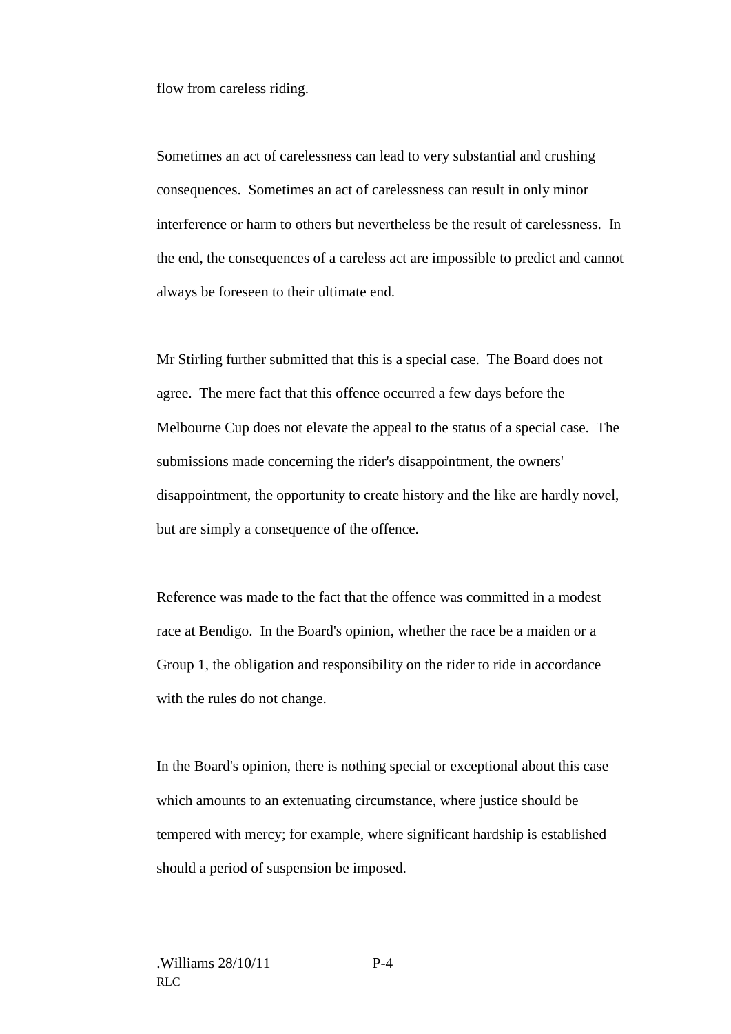flow from careless riding.

Sometimes an act of carelessness can lead to very substantial and crushing consequences. Sometimes an act of carelessness can result in only minor interference or harm to others but nevertheless be the result of carelessness. In the end, the consequences of a careless act are impossible to predict and cannot always be foreseen to their ultimate end.

Mr Stirling further submitted that this is a special case. The Board does not agree. The mere fact that this offence occurred a few days before the Melbourne Cup does not elevate the appeal to the status of a special case. The submissions made concerning the rider's disappointment, the owners' disappointment, the opportunity to create history and the like are hardly novel, but are simply a consequence of the offence.

Reference was made to the fact that the offence was committed in a modest race at Bendigo. In the Board's opinion, whether the race be a maiden or a Group 1, the obligation and responsibility on the rider to ride in accordance with the rules do not change.

In the Board's opinion, there is nothing special or exceptional about this case which amounts to an extenuating circumstance, where justice should be tempered with mercy; for example, where significant hardship is established should a period of suspension be imposed.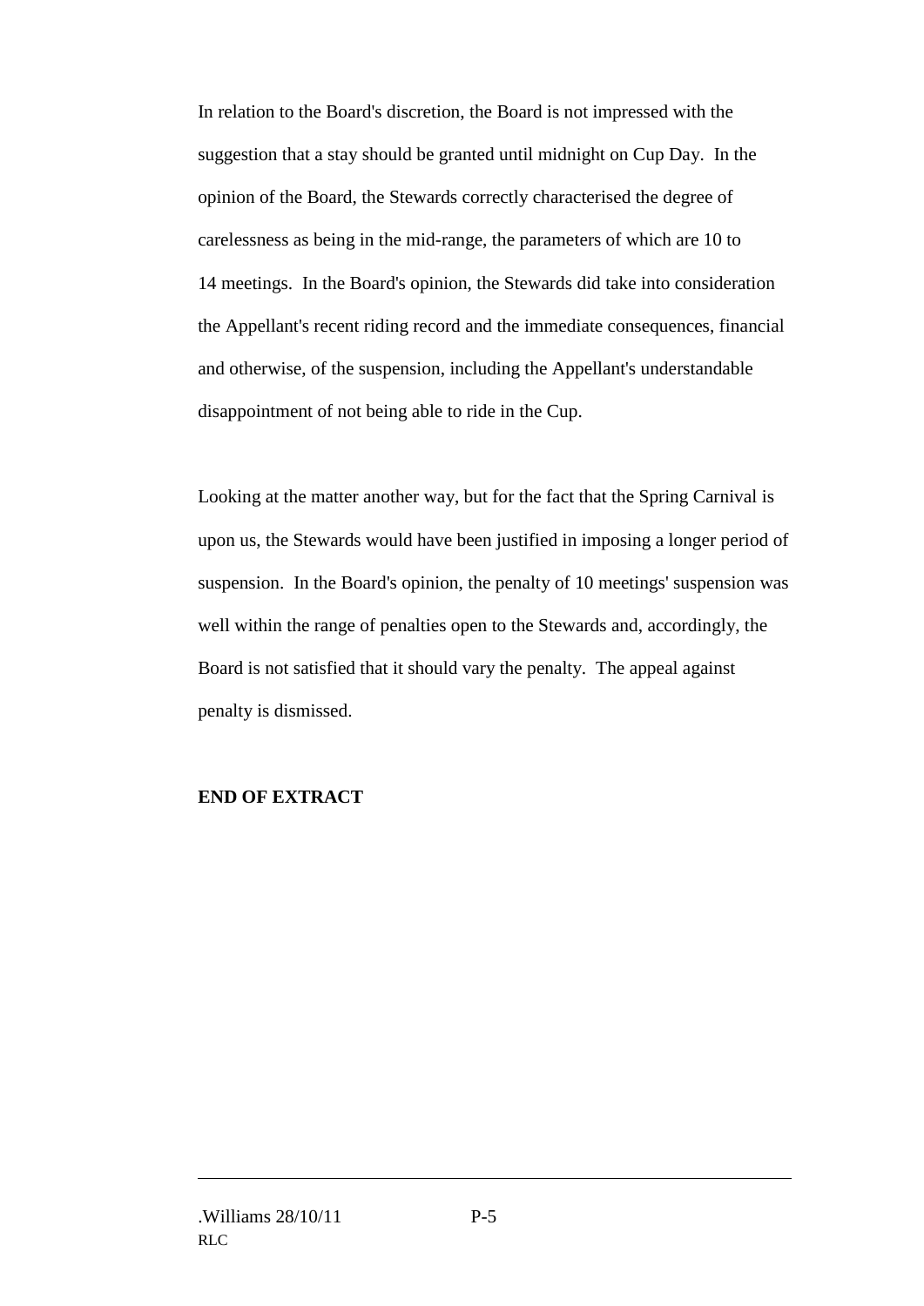In relation to the Board's discretion, the Board is not impressed with the suggestion that a stay should be granted until midnight on Cup Day. In the opinion of the Board, the Stewards correctly characterised the degree of carelessness as being in the mid-range, the parameters of which are 10 to 14 meetings. In the Board's opinion, the Stewards did take into consideration the Appellant's recent riding record and the immediate consequences, financial and otherwise, of the suspension, including the Appellant's understandable disappointment of not being able to ride in the Cup.

Looking at the matter another way, but for the fact that the Spring Carnival is upon us, the Stewards would have been justified in imposing a longer period of suspension. In the Board's opinion, the penalty of 10 meetings' suspension was well within the range of penalties open to the Stewards and, accordingly, the Board is not satisfied that it should vary the penalty. The appeal against penalty is dismissed.

**END OF EXTRACT**